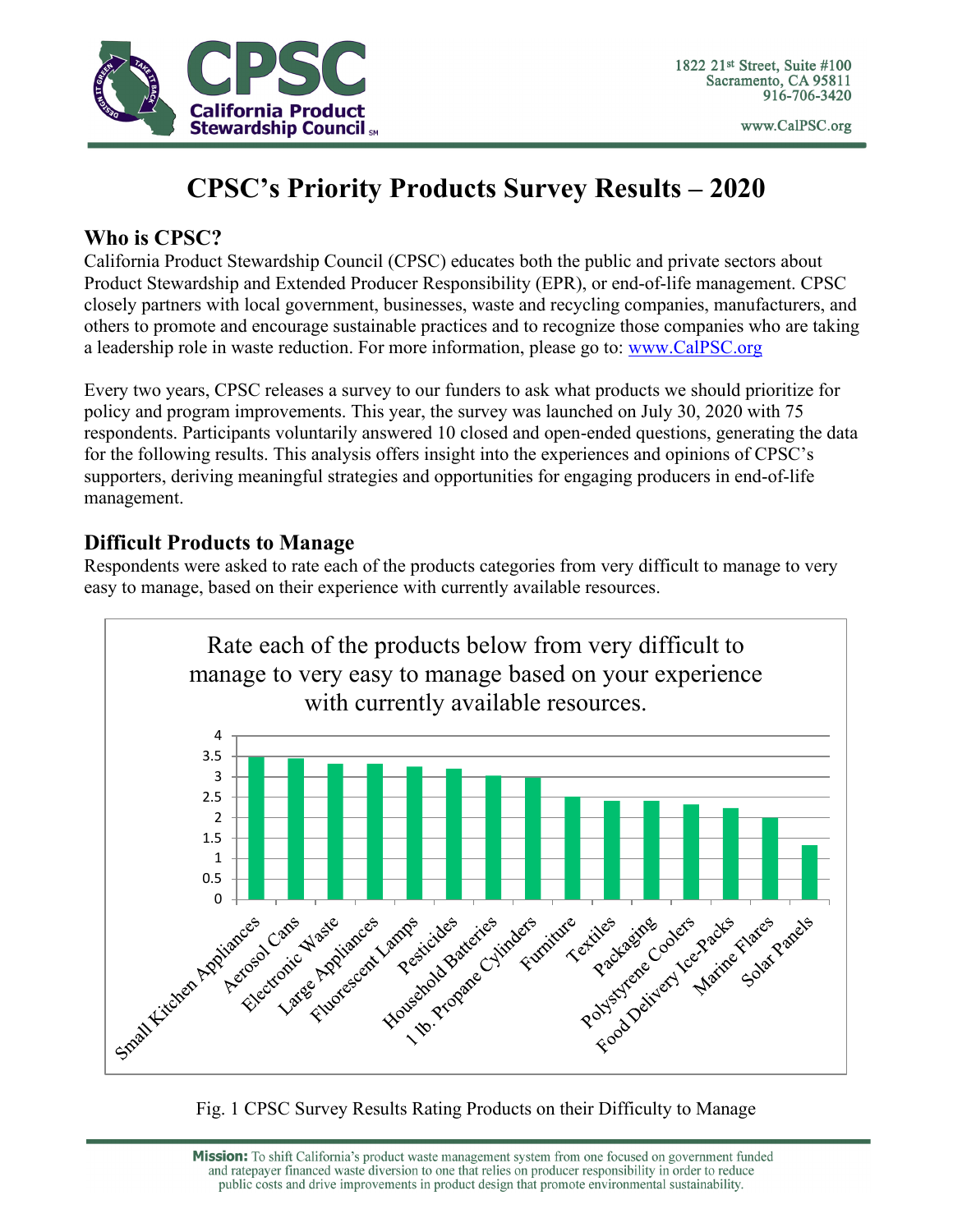# CPSC's Priority Products Survey Results – 2020

## Who is CPSC?

California Product Stewardship Council (CPSC) educates both the public and private sectors about Product Stewardship and Extended Producer Responsibility (EPR), or end-of-life management. CPSC closely partners with local government, businesses, waste and recycling companies, manufacturers, and others to promote and encourage sustainable practices and to recognize those companies who are taking a leadership role in waste reduction. For more information, please go to: www.CalPSC.org

Every two years, CPSC releases a survey to our funders to ask what products we should prioritize for policy and program improvements. This year, the survey was launched on July 30, 2020 with 75 respondents. Participants voluntarily answered 10 closed and open-ended questions, generating the data for the following results. This analysis offers insight into the experiences and opinions of CPSC's supporters, deriving meaningful strategies and opportunities for engaging producers in end-of-life management.

## Difficult Products to Manage

Respondents were asked to rate each of the products categories from very difficult to manage to very easy to manage, based on their experience with currently available resources.

Rate each of the products below from very difficult to manage to very easy to manage based on your experience with currently available resources.

| Product | Rating (approx.) |
|---|---|
| Small Kitchen Appliances | 3.5 |
| Aerosol Cans | 3.45 |
| Electronic Waste | 3.3 |
| Large Appliances | 3.3 |
| Fluorescent Lamps | 3.25 |
| Pesticides | 3.2 |
| Household Batteries | 3.05 |
| 1 lb. Propane Cylinders | 3.0 |
| Furniture | 2.5 |
| Textiles | 2.4 |
| Packaging | 2.4 |
| Polystyrene Coolers | 2.3 |
| Food Delivery Ice-Packs | 2.25 |
| Marine Flares | 2.0 |
| Solar Panels | 1.3 |

Fig. 1 CPSC Survey Results Rating Products on their Difficulty to Manage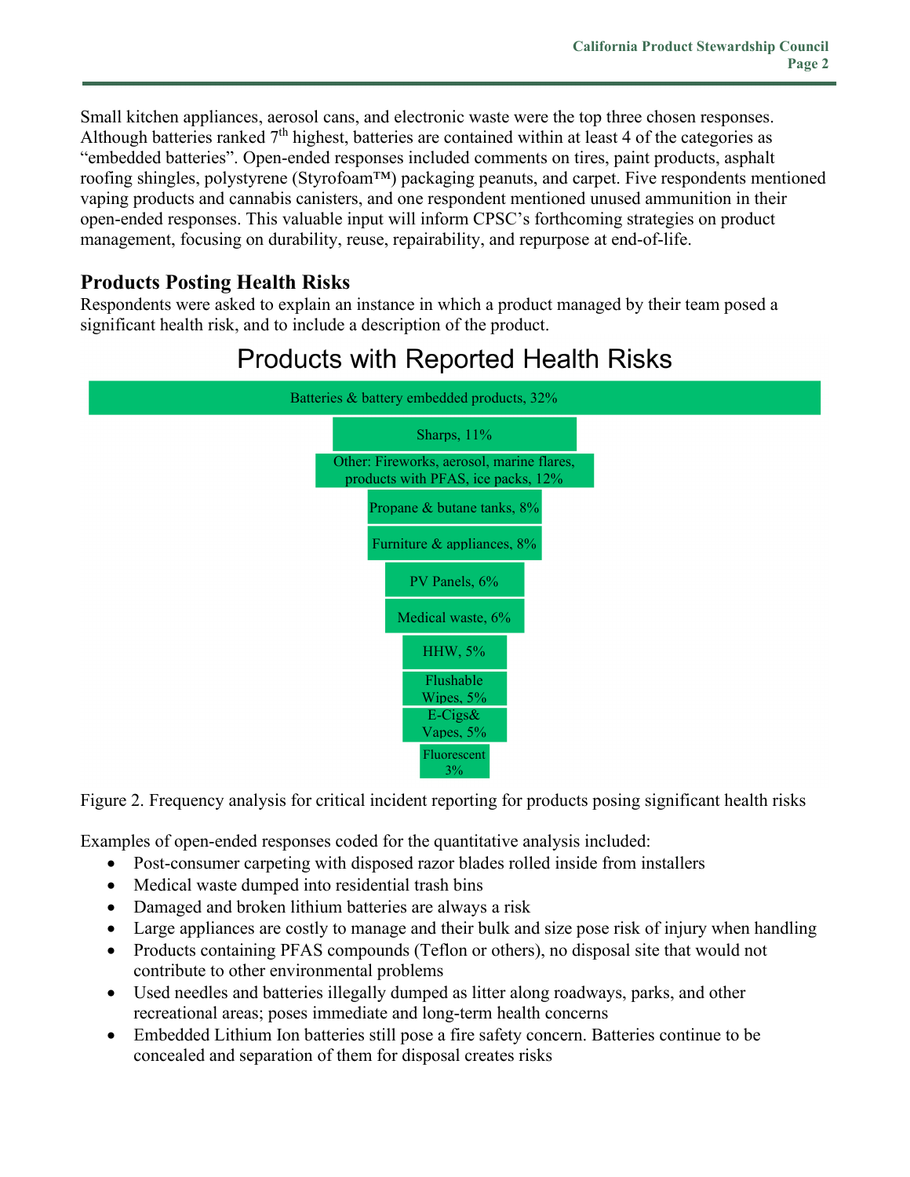Small kitchen appliances, aerosol cans, and electronic waste were the top three chosen responses. Although batteries ranked 7th highest, batteries are contained within at least 4 of the categories as "embedded batteries". Open-ended responses included comments on tires, paint products, asphalt roofing shingles, polystyrene (Styrofoam™) packaging peanuts, and carpet. Five respondents mentioned vaping products and cannabis canisters, and one respondent mentioned unused ammunition in their open-ended responses. This valuable input will inform CPSC's forthcoming strategies on product management, focusing on durability, reuse, repairability, and repurpose at end-of-life.

## Products Posting Health Risks

Respondents were asked to explain an instance in which a product managed by their team posed a significant health risk, and to include a description of the product.

**Products with Reported Health Risks**

| Product | Percentage |
|---|---|
| Batteries & battery embedded products | 32% |
| Sharps | 11% |
| Other: Fireworks, aerosol, marine flares, products with PFAS, ice packs | 12% |
| Propane & butane tanks | 8% |
| Furniture & appliances | 8% |
| PV Panels | 6% |
| Medical waste | 6% |
| HHW | 5% |
| Flushable Wipes | 5% |
| E-Cigs& Vapes | 5% |
| Fluorescent | 3% |

Figure 2. Frequency analysis for critical incident reporting for products posing significant health risks

Examples of open-ended responses coded for the quantitative analysis included:

- Post-consumer carpeting with disposed razor blades rolled inside from installers
- Medical waste dumped into residential trash bins
- Damaged and broken lithium batteries are always a risk
- Large appliances are costly to manage and their bulk and size pose risk of injury when handling
- Products containing PFAS compounds (Teflon or others), no disposal site that would not contribute to other environmental problems
- Used needles and batteries illegally dumped as litter along roadways, parks, and other recreational areas; poses immediate and long-term health concerns
- Embedded Lithium Ion batteries still pose a fire safety concern. Batteries continue to be concealed and separation of them for disposal creates risks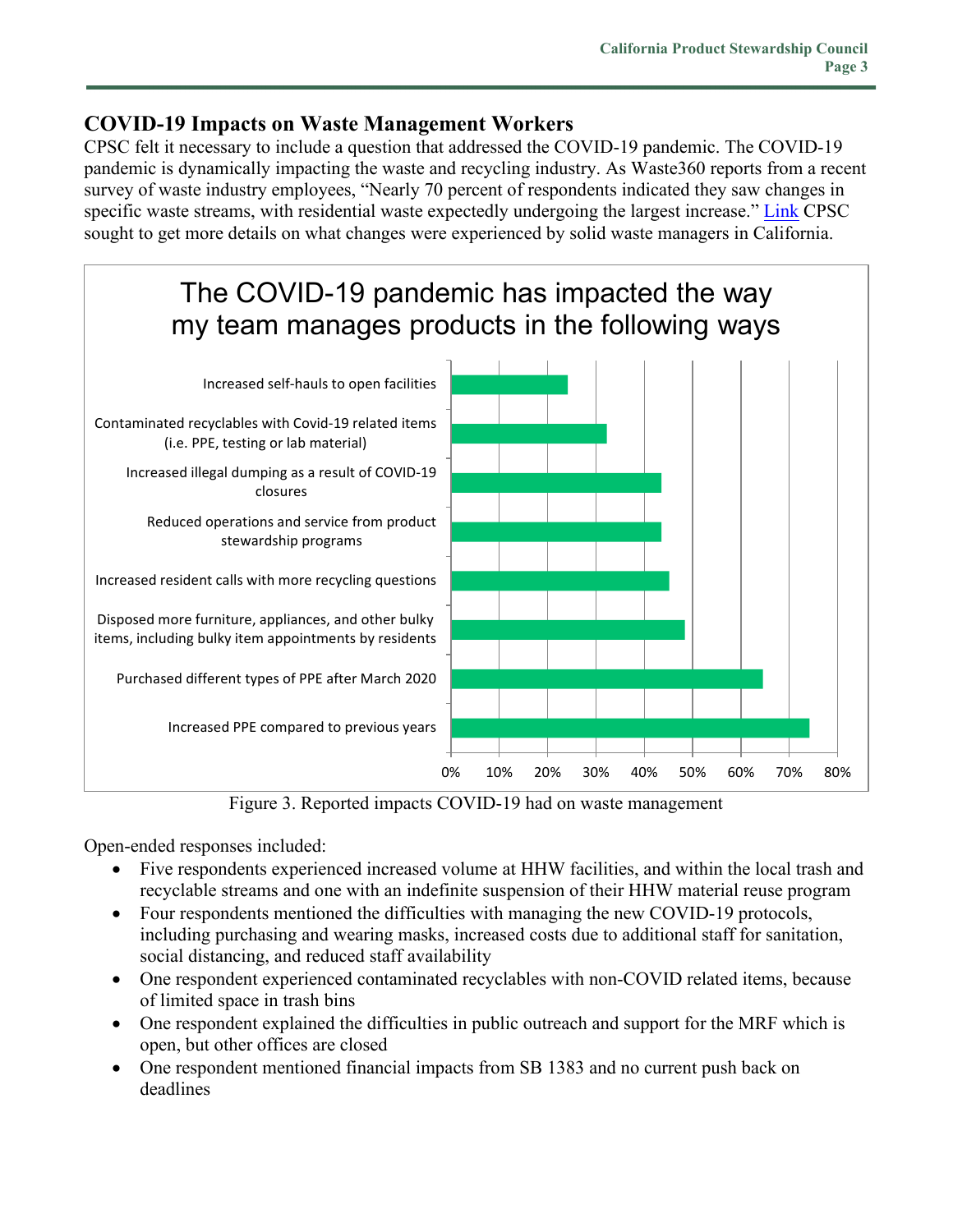## COVID-19 Impacts on Waste Management Workers

CPSC felt it necessary to include a question that addressed the COVID-19 pandemic. The COVID-19 pandemic is dynamically impacting the waste and recycling industry. As Waste360 reports from a recent survey of waste industry employees, "Nearly 70 percent of respondents indicated they saw changes in specific waste streams, with residential waste expectedly undergoing the largest increase." Link CPSC sought to get more details on what changes were experienced by solid waste managers in California.

Figure 3. Reported impacts COVID-19 had on waste management

Open-ended responses included:

- Five respondents experienced increased volume at HHW facilities, and within the local trash and recyclable streams and one with an indefinite suspension of their HHW material reuse program
- Four respondents mentioned the difficulties with managing the new COVID-19 protocols, including purchasing and wearing masks, increased costs due to additional staff for sanitation, social distancing, and reduced staff availability
- One respondent experienced contaminated recyclables with non-COVID related items, because of limited space in trash bins
- One respondent explained the difficulties in public outreach and support for the MRF which is open, but other offices are closed
- One respondent mentioned financial impacts from SB 1383 and no current push back on deadlines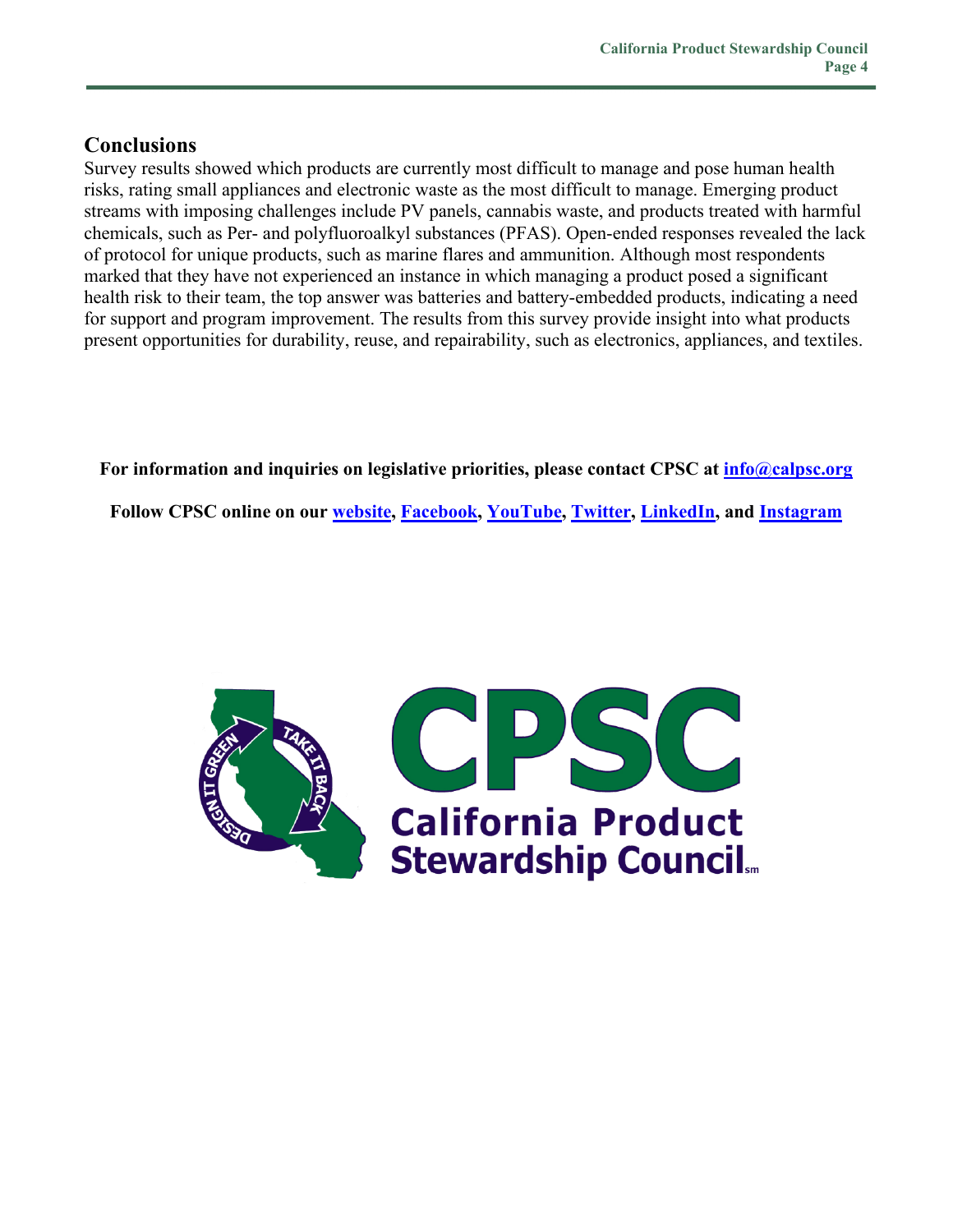## Conclusions

Survey results showed which products are currently most difficult to manage and pose human health risks, rating small appliances and electronic waste as the most difficult to manage. Emerging product streams with imposing challenges include PV panels, cannabis waste, and products treated with harmful chemicals, such as Per- and polyfluoroalkyl substances (PFAS). Open-ended responses revealed the lack of protocol for unique products, such as marine flares and ammunition. Although most respondents marked that they have not experienced an instance in which managing a product posed a significant health risk to their team, the top answer was batteries and battery-embedded products, indicating a need for support and program improvement. The results from this survey provide insight into what products present opportunities for durability, reuse, and repairability, such as electronics, appliances, and textiles.

**For information and inquiries on legislative priorities, please contact CPSC at info@calpsc.org**

**Follow CPSC online on our website, Facebook, YouTube, Twitter, LinkedIn, and Instagram**